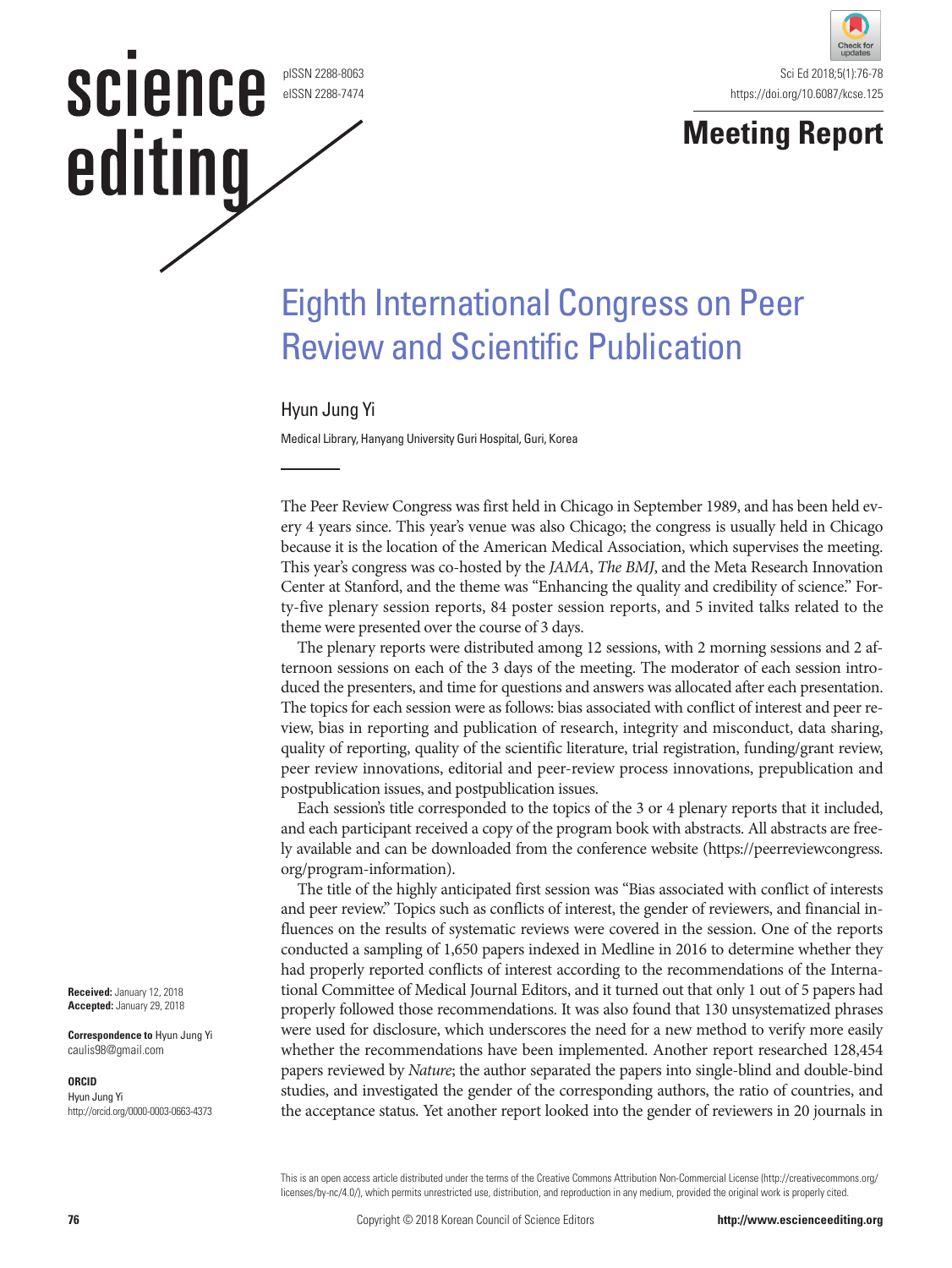Meeting Report

# Eighth International Congress on Peer Review and Scientific Publication

Hyun Jung Yi

Medical Library, Hanyang University Guri Hospital, Guri, Korea

The Peer Review Congress was first held in Chicago in September 1989, and has been held every 4 years since. This year's venue was also Chicago; the congress is usually held in Chicago because it is the location of the American Medical Association, which supervises the meeting. This year's congress was co-hosted by the *JAMA*, *The BMJ*, and the Meta Research Innovation Center at Stanford, and the theme was "Enhancing the quality and credibility of science." Forty-five plenary session reports, 84 poster session reports, and 5 invited talks related to the theme were presented over the course of 3 days.

The plenary reports were distributed among 12 sessions, with 2 morning sessions and 2 afternoon sessions on each of the 3 days of the meeting. The moderator of each session introduced the presenters, and time for questions and answers was allocated after each presentation. The topics for each session were as follows: bias associated with conflict of interest and peer review, bias in reporting and publication of research, integrity and misconduct, data sharing, quality of reporting, quality of the scientific literature, trial registration, funding/grant review, peer review innovations, editorial and peer-review process innovations, prepublication and postpublication issues, and postpublication issues.

Each session's title corresponded to the topics of the 3 or 4 plenary reports that it included, and each participant received a copy of the program book with abstracts. All abstracts are freely available and can be downloaded from the conference website (https://peerreviewcongress.org/program-information).

The title of the highly anticipated first session was "Bias associated with conflict of interests and peer review." Topics such as conflicts of interest, the gender of reviewers, and financial influences on the results of systematic reviews were covered in the session. One of the reports conducted a sampling of 1,650 papers indexed in Medline in 2016 to determine whether they had properly reported conflicts of interest according to the recommendations of the International Committee of Medical Journal Editors, and it turned out that only 1 out of 5 papers had properly followed those recommendations. It was also found that 130 unsystematized phrases were used for disclosure, which underscores the need for a new method to verify more easily whether the recommendations have been implemented. Another report researched 128,454 papers reviewed by *Nature*; the author separated the papers into single-blind and double-bind studies, and investigated the gender of the corresponding authors, the ratio of countries, and the acceptance status. Yet another report looked into the gender of reviewers in 20 journals in

**Received:** January 12, 2018
**Accepted:** January 29, 2018

**Correspondence to** Hyun Jung Yi
caulis98@gmail.com

**ORCID**
Hyun Jung Yi
http://orcid.org/0000-0003-0663-4373

This is an open access article distributed under the terms of the Creative Commons Attribution Non-Commercial License (http://creativecommons.org/licenses/by-nc/4.0/), which permits unrestricted use, distribution, and reproduction in any medium, provided the original work is properly cited.

Copyright © 2018 Korean Council of Science Editors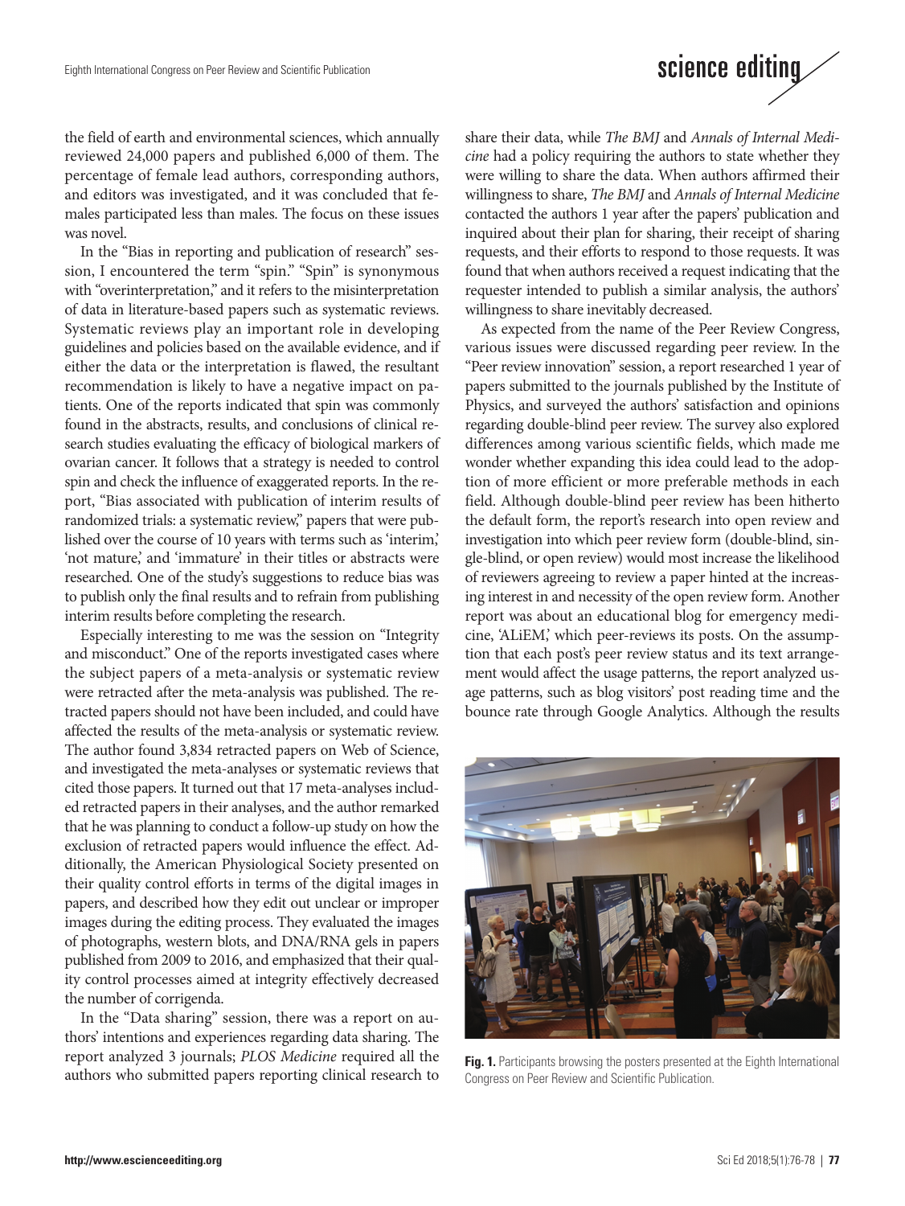the field of earth and environmental sciences, which annually reviewed 24,000 papers and published 6,000 of them. The percentage of female lead authors, corresponding authors, and editors was investigated, and it was concluded that females participated less than males. The focus on these issues was novel.

In the "Bias in reporting and publication of research" session, I encountered the term "spin." "Spin" is synonymous with "overinterpretation," and it refers to the misinterpretation of data in literature-based papers such as systematic reviews. Systematic reviews play an important role in developing guidelines and policies based on the available evidence, and if either the data or the interpretation is flawed, the resultant recommendation is likely to have a negative impact on patients. One of the reports indicated that spin was commonly found in the abstracts, results, and conclusions of clinical research studies evaluating the efficacy of biological markers of ovarian cancer. It follows that a strategy is needed to control spin and check the influence of exaggerated reports. In the report, "Bias associated with publication of interim results of randomized trials: a systematic review," papers that were published over the course of 10 years with terms such as 'interim,' 'not mature,' and 'immature' in their titles or abstracts were researched. One of the study's suggestions to reduce bias was to publish only the final results and to refrain from publishing interim results before completing the research.

Especially interesting to me was the session on "Integrity and misconduct." One of the reports investigated cases where the subject papers of a meta-analysis or systematic review were retracted after the meta-analysis was published. The retracted papers should not have been included, and could have affected the results of the meta-analysis or systematic review. The author found 3,834 retracted papers on Web of Science, and investigated the meta-analyses or systematic reviews that cited those papers. It turned out that 17 meta-analyses included retracted papers in their analyses, and the author remarked that he was planning to conduct a follow-up study on how the exclusion of retracted papers would influence the effect. Additionally, the American Physiological Society presented on their quality control efforts in terms of the digital images in papers, and described how they edit out unclear or improper images during the editing process. They evaluated the images of photographs, western blots, and DNA/RNA gels in papers published from 2009 to 2016, and emphasized that their quality control processes aimed at integrity effectively decreased the number of corrigenda.

In the "Data sharing" session, there was a report on authors' intentions and experiences regarding data sharing. The report analyzed 3 journals; *PLOS Medicine* required all the authors who submitted papers reporting clinical research to share their data, while *The BMJ* and *Annals of Internal Medicine* had a policy requiring the authors to state whether they were willing to share the data. When authors affirmed their willingness to share, *The BMJ* and *Annals of Internal Medicine* contacted the authors 1 year after the papers' publication and inquired about their plan for sharing, their receipt of sharing requests, and their efforts to respond to those requests. It was found that when authors received a request indicating that the requester intended to publish a similar analysis, the authors' willingness to share inevitably decreased.

As expected from the name of the Peer Review Congress, various issues were discussed regarding peer review. In the "Peer review innovation" session, a report researched 1 year of papers submitted to the journals published by the Institute of Physics, and surveyed the authors' satisfaction and opinions regarding double-blind peer review. The survey also explored differences among various scientific fields, which made me wonder whether expanding this idea could lead to the adoption of more efficient or more preferable methods in each field. Although double-blind peer review has been hitherto the default form, the report's research into open review and investigation into which peer review form (double-blind, single-blind, or open review) would most increase the likelihood of reviewers agreeing to review a paper hinted at the increasing interest in and necessity of the open review form. Another report was about an educational blog for emergency medicine, 'ALiEM,' which peer-reviews its posts. On the assumption that each post's peer review status and its text arrangement would affect the usage patterns, the report analyzed usage patterns, such as blog visitors' post reading time and the bounce rate through Google Analytics. Although the results

**Fig. 1.** Participants browsing the posters presented at the Eighth International Congress on Peer Review and Scientific Publication.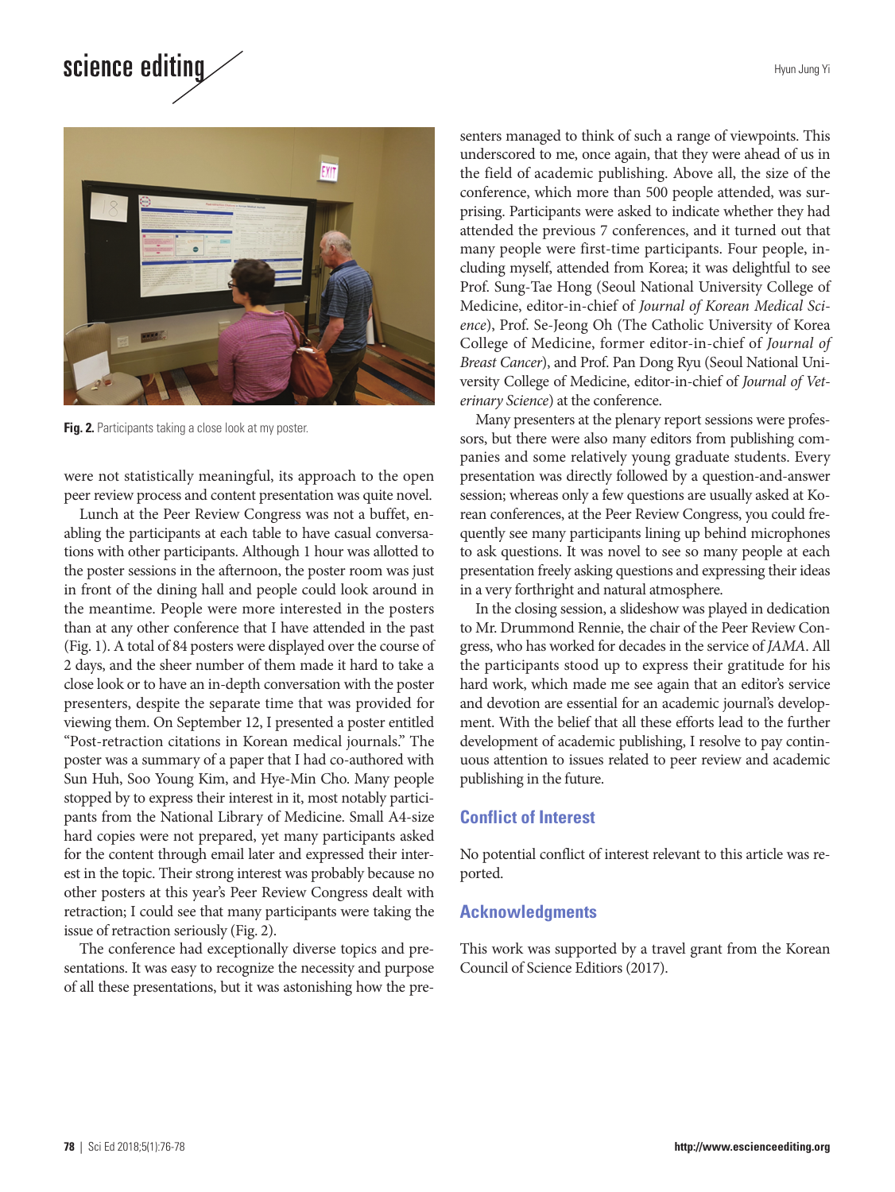Fig. 2. Participants taking a close look at my poster.

were not statistically meaningful, its approach to the open peer review process and content presentation was quite novel.

Lunch at the Peer Review Congress was not a buffet, enabling the participants at each table to have casual conversations with other participants. Although 1 hour was allotted to the poster sessions in the afternoon, the poster room was just in front of the dining hall and people could look around in the meantime. People were more interested in the posters than at any other conference that I have attended in the past (Fig. 1). A total of 84 posters were displayed over the course of 2 days, and the sheer number of them made it hard to take a close look or to have an in-depth conversation with the poster presenters, despite the separate time that was provided for viewing them. On September 12, I presented a poster entitled "Post-retraction citations in Korean medical journals." The poster was a summary of a paper that I had co-authored with Sun Huh, Soo Young Kim, and Hye-Min Cho. Many people stopped by to express their interest in it, most notably participants from the National Library of Medicine. Small A4-size hard copies were not prepared, yet many participants asked for the content through email later and expressed their interest in the topic. Their strong interest was probably because no other posters at this year's Peer Review Congress dealt with retraction; I could see that many participants were taking the issue of retraction seriously (Fig. 2).

The conference had exceptionally diverse topics and presentations. It was easy to recognize the necessity and purpose of all these presentations, but it was astonishing how the presenters managed to think of such a range of viewpoints. This underscored to me, once again, that they were ahead of us in the field of academic publishing. Above all, the size of the conference, which more than 500 people attended, was surprising. Participants were asked to indicate whether they had attended the previous 7 conferences, and it turned out that many people were first-time participants. Four people, including myself, attended from Korea; it was delightful to see Prof. Sung-Tae Hong (Seoul National University College of Medicine, editor-in-chief of *Journal of Korean Medical Science*), Prof. Se-Jeong Oh (The Catholic University of Korea College of Medicine, former editor-in-chief of *Journal of Breast Cancer*), and Prof. Pan Dong Ryu (Seoul National University College of Medicine, editor-in-chief of *Journal of Veterinary Science*) at the conference.

Many presenters at the plenary report sessions were professors, but there were also many editors from publishing companies and some relatively young graduate students. Every presentation was directly followed by a question-and-answer session; whereas only a few questions are usually asked at Korean conferences, at the Peer Review Congress, you could frequently see many participants lining up behind microphones to ask questions. It was novel to see so many people at each presentation freely asking questions and expressing their ideas in a very forthright and natural atmosphere.

In the closing session, a slideshow was played in dedication to Mr. Drummond Rennie, the chair of the Peer Review Congress, who has worked for decades in the service of *JAMA*. All the participants stood up to express their gratitude for his hard work, which made me see again that an editor's service and devotion are essential for an academic journal's development. With the belief that all these efforts lead to the further development of academic publishing, I resolve to pay continuous attention to issues related to peer review and academic publishing in the future.

## Conflict of Interest

No potential conflict of interest relevant to this article was reported.

## Acknowledgments

This work was supported by a travel grant from the Korean Council of Science Editors (2017).